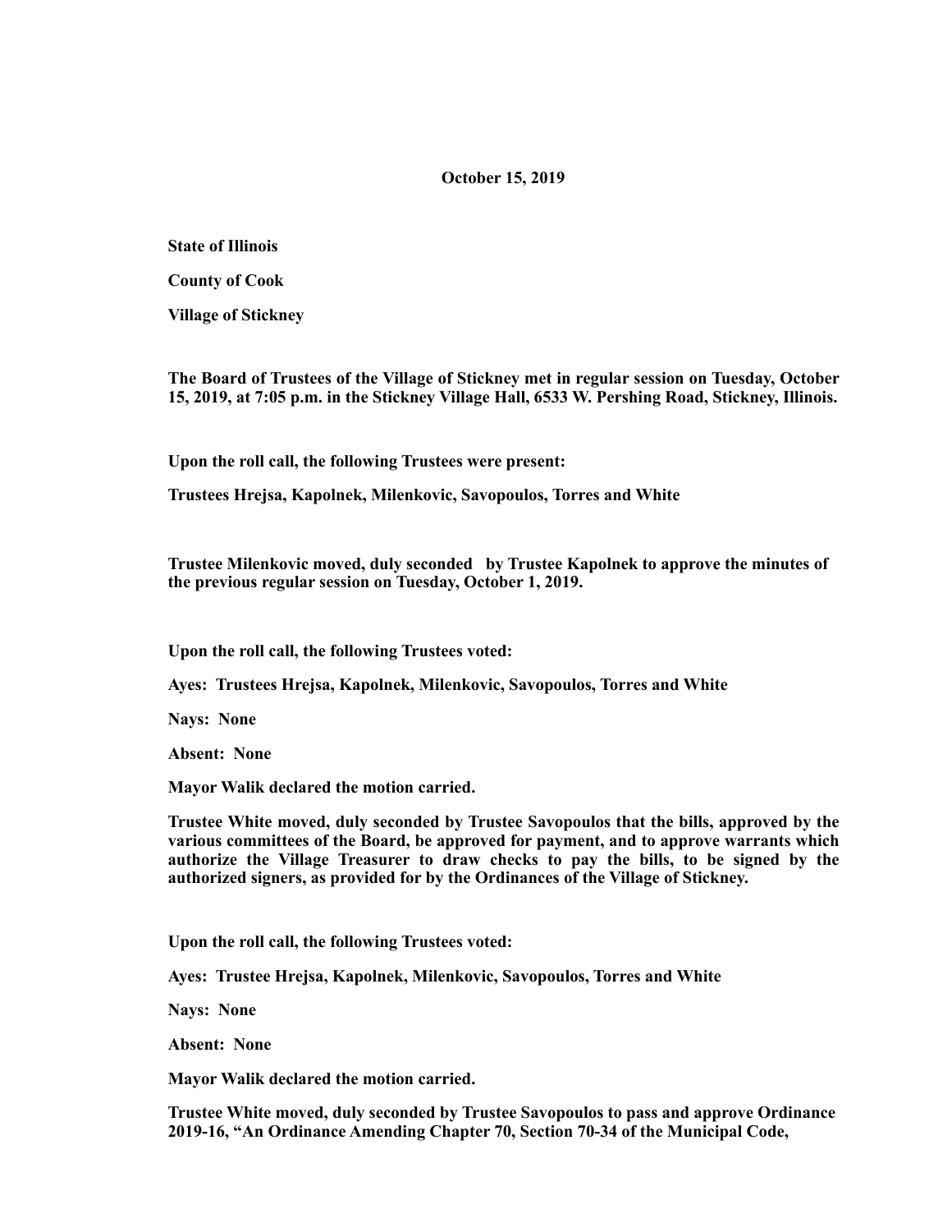**October 15, 2019**

**State of Illinois**

**County of Cook**

**Village of Stickney**

**The Board of Trustees of the Village of Stickney met in regular session on Tuesday, October 15, 2019, at 7:05 p.m. in the Stickney Village Hall, 6533 W. Pershing Road, Stickney, Illinois.**

**Upon the roll call, the following Trustees were present:**

**Trustees Hrejsa, Kapolnek, Milenkovic, Savopoulos, Torres and White**

**Trustee Milenkovic moved, duly seconded by Trustee Kapolnek to approve the minutes of the previous regular session on Tuesday, October 1, 2019.**

**Upon the roll call, the following Trustees voted:**

**Ayes: Trustees Hrejsa, Kapolnek, Milenkovic, Savopoulos, Torres and White**

**Nays: None**

**Absent: None**

**Mayor Walik declared the motion carried.**

**Trustee White moved, duly seconded by Trustee Savopoulos that the bills, approved by the various committees of the Board, be approved for payment, and to approve warrants which authorize the Village Treasurer to draw checks to pay the bills, to be signed by the authorized signers, as provided for by the Ordinances of the Village of Stickney.**

**Upon the roll call, the following Trustees voted:**

**Ayes: Trustee Hrejsa, Kapolnek, Milenkovic, Savopoulos, Torres and White**

**Nays: None**

**Absent: None**

**Mayor Walik declared the motion carried.**

**Trustee White moved, duly seconded by Trustee Savopoulos to pass and approve Ordinance 2019-16, "An Ordinance Amending Chapter 70, Section 70-34 of the Municipal Code,**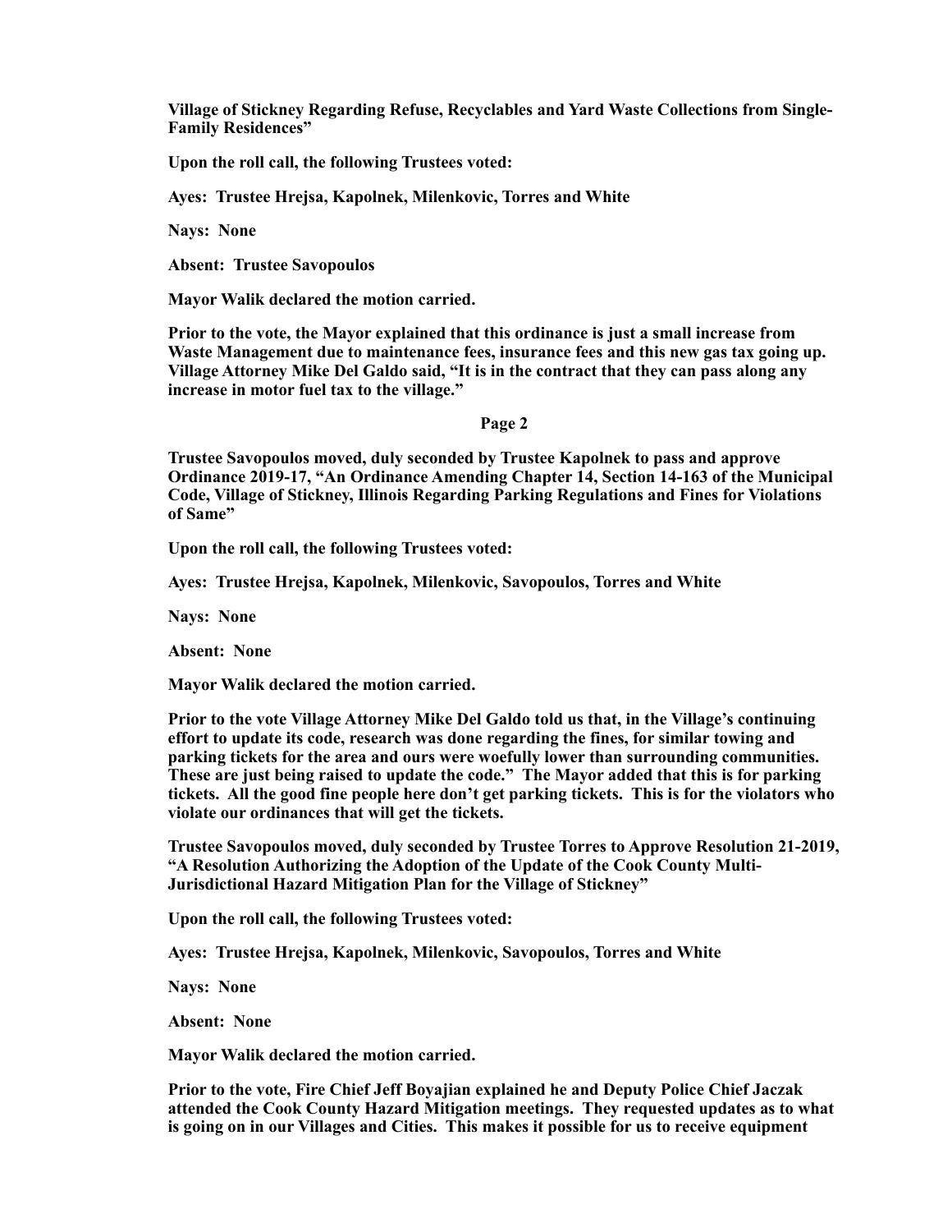**Village of Stickney Regarding Refuse, Recyclables and Yard Waste Collections from Single-Family Residences"**

**Upon the roll call, the following Trustees voted:**

**Ayes: Trustee Hrejsa, Kapolnek, Milenkovic, Torres and White**

**Nays: None**

**Absent: Trustee Savopoulos**

**Mayor Walik declared the motion carried.**

**Prior to the vote, the Mayor explained that this ordinance is just a small increase from Waste Management due to maintenance fees, insurance fees and this new gas tax going up. Village Attorney Mike Del Galdo said, "It is in the contract that they can pass along any increase in motor fuel tax to the village."**

**Page 2**

**Trustee Savopoulos moved, duly seconded by Trustee Kapolnek to pass and approve Ordinance 2019-17, "An Ordinance Amending Chapter 14, Section 14-163 of the Municipal Code, Village of Stickney, Illinois Regarding Parking Regulations and Fines for Violations of Same"**

**Upon the roll call, the following Trustees voted:**

**Ayes: Trustee Hrejsa, Kapolnek, Milenkovic, Savopoulos, Torres and White**

**Nays: None**

**Absent: None**

**Mayor Walik declared the motion carried.**

**Prior to the vote Village Attorney Mike Del Galdo told us that, in the Village's continuing effort to update its code, research was done regarding the fines, for similar towing and parking tickets for the area and ours were woefully lower than surrounding communities. These are just being raised to update the code." The Mayor added that this is for parking tickets. All the good fine people here don't get parking tickets. This is for the violators who violate our ordinances that will get the tickets.**

**Trustee Savopoulos moved, duly seconded by Trustee Torres to Approve Resolution 21-2019, "A Resolution Authorizing the Adoption of the Update of the Cook County Multi-Jurisdictional Hazard Mitigation Plan for the Village of Stickney"**

**Upon the roll call, the following Trustees voted:**

**Ayes: Trustee Hrejsa, Kapolnek, Milenkovic, Savopoulos, Torres and White**

**Nays: None**

**Absent: None**

**Mayor Walik declared the motion carried.**

**Prior to the vote, Fire Chief Jeff Boyajian explained he and Deputy Police Chief Jaczak attended the Cook County Hazard Mitigation meetings. They requested updates as to what is going on in our Villages and Cities. This makes it possible for us to receive equipment**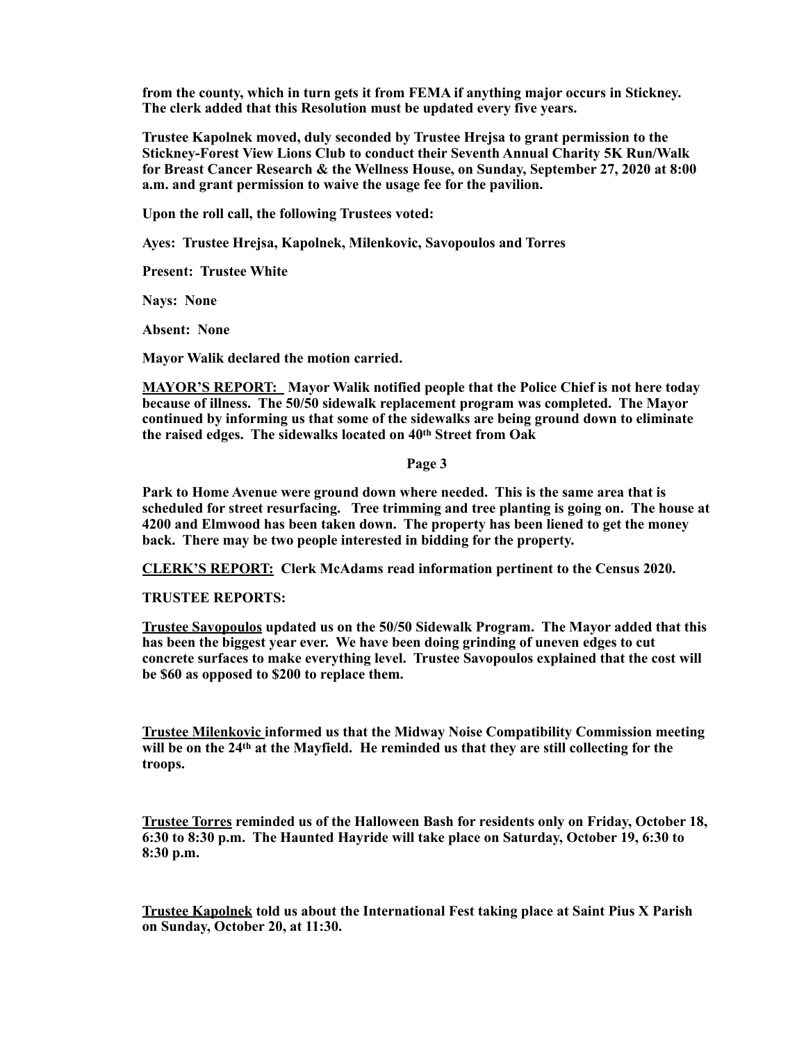**from the county, which in turn gets it from FEMA if anything major occurs in Stickney. The clerk added that this Resolution must be updated every five years.**

**Trustee Kapolnek moved, duly seconded by Trustee Hrejsa to grant permission to the Stickney-Forest View Lions Club to conduct their Seventh Annual Charity 5K Run/Walk for Breast Cancer Research & the Wellness House, on Sunday, September 27, 2020 at 8:00 a.m. and grant permission to waive the usage fee for the pavilion.**

**Upon the roll call, the following Trustees voted:**

**Ayes: Trustee Hrejsa, Kapolnek, Milenkovic, Savopoulos and Torres**

**Present: Trustee White**

**Nays: None**

**Absent: None**

**Mayor Walik declared the motion carried.**

**MAYOR'S REPORT: Mayor Walik notified people that the Police Chief is not here today because of illness. The 50/50 sidewalk replacement program was completed. The Mayor continued by informing us that some of the sidewalks are being ground down to eliminate the raised edges. The sidewalks located on 40th Street from Oak Park to Home Avenue were ground down where needed. This is the same area that is scheduled for street resurfacing. Tree trimming and tree planting is going on. The house at 4200 and Elmwood has been taken down. The property has been liened to get the money back. There may be two people interested in bidding for the property.**

**CLERK'S REPORT: Clerk McAdams read information pertinent to the Census 2020.**

**TRUSTEE REPORTS:**

**Trustee Savopoulos updated us on the 50/50 Sidewalk Program. The Mayor added that this has been the biggest year ever. We have been doing grinding of uneven edges to cut concrete surfaces to make everything level. Trustee Savopoulos explained that the cost will be $60 as opposed to $200 to replace them.**

**Trustee Milenkovic informed us that the Midway Noise Compatibility Commission meeting will be on the 24th at the Mayfield. He reminded us that they are still collecting for the troops.**

**Trustee Torres reminded us of the Halloween Bash for residents only on Friday, October 18, 6:30 to 8:30 p.m. The Haunted Hayride will take place on Saturday, October 19, 6:30 to 8:30 p.m.**

**Trustee Kapolnek told us about the International Fest taking place at Saint Pius X Parish on Sunday, October 20, at 11:30.**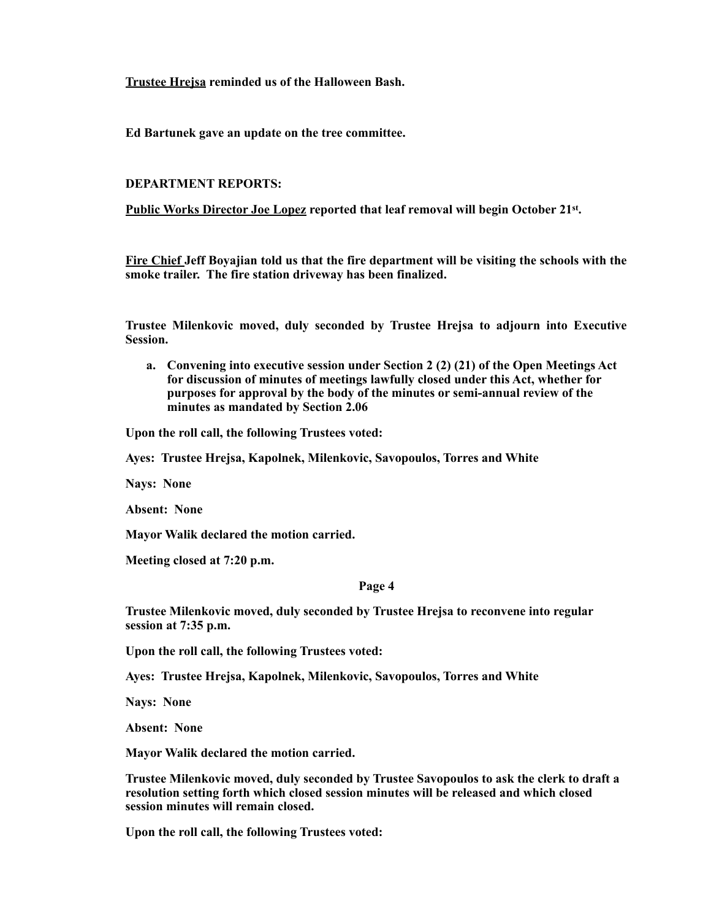**Trustee Hrejsa reminded us of the Halloween Bash.**

**Ed Bartunek gave an update on the tree committee.**

**DEPARTMENT REPORTS:**

**Public Works Director Joe Lopez reported that leaf removal will begin October 21st.**

**Fire Chief Jeff Boyajian told us that the fire department will be visiting the schools with the smoke trailer. The fire station driveway has been finalized.**

**Trustee Milenkovic moved, duly seconded by Trustee Hrejsa to adjourn into Executive Session.**

a. **Convening into executive session under Section 2 (2) (21) of the Open Meetings Act for discussion of minutes of meetings lawfully closed under this Act, whether for purposes for approval by the body of the minutes or semi-annual review of the minutes as mandated by Section 2.06**

**Upon the roll call, the following Trustees voted:**

**Ayes: Trustee Hrejsa, Kapolnek, Milenkovic, Savopoulos, Torres and White**

**Nays: None**

**Absent: None**

**Mayor Walik declared the motion carried.**

**Meeting closed at 7:20 p.m.**

**Page 4**

**Trustee Milenkovic moved, duly seconded by Trustee Hrejsa to reconvene into regular session at 7:35 p.m.**

**Upon the roll call, the following Trustees voted:**

**Ayes: Trustee Hrejsa, Kapolnek, Milenkovic, Savopoulos, Torres and White**

**Nays: None**

**Absent: None**

**Mayor Walik declared the motion carried.**

**Trustee Milenkovic moved, duly seconded by Trustee Savopoulos to ask the clerk to draft a resolution setting forth which closed session minutes will be released and which closed session minutes will remain closed.**

**Upon the roll call, the following Trustees voted:**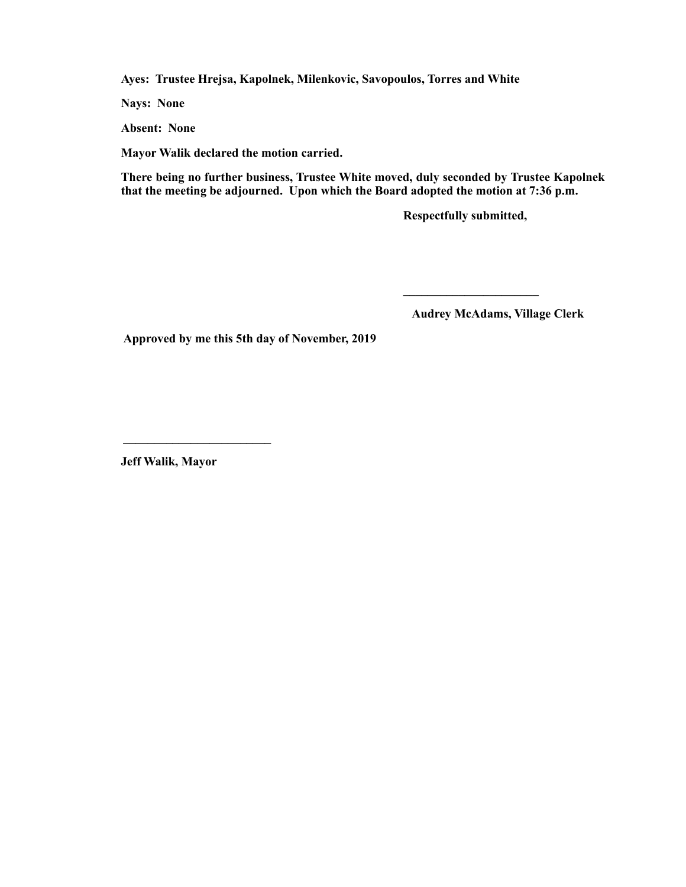**Ayes: Trustee Hrejsa, Kapolnek, Milenkovic, Savopoulos, Torres and White**

**Nays: None**

**Absent: None**

**Mayor Walik declared the motion carried.**

**There being no further business, Trustee White moved, duly seconded by Trustee Kapolnek that the meeting be adjourned. Upon which the Board adopted the motion at 7:36 p.m.**

**Respectfully submitted,**

**______________________**

**Audrey McAdams, Village Clerk**

**Approved by me this 5th day of November, 2019**

**________________________**

**Jeff Walik, Mayor**